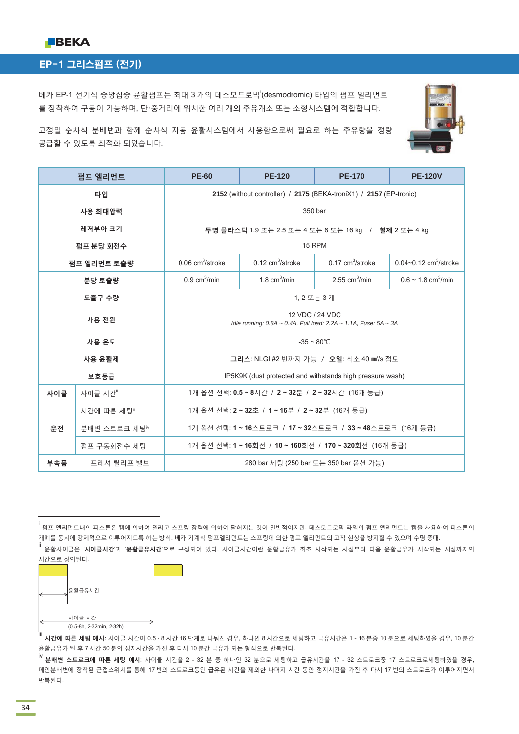BEKA

# EP-1 그리스펌프 (전기)

베카 EP-1 전기식 중앙집중 윤활펌프는 최대 3 개의 데스모드로믹[i](desmodromic) 타입의 펌프 엘리먼트를 장착하여 구동이 가능하며, 단·중거리에 위치한 여러 개의 주유개소 또는 소형시스템에 적합합니다.

고정밀 순차식 분배변과 함께 순차식 자동 윤활시스템에서 사용함으로써 필요로 하는 주유량을 정량 공급할 수 있도록 최적화 되었습니다.

| 펌프 엘리먼트 | | PE-60 | PE-120 | PE-170 | PE-120V |
|---|---|---|---|---|---|
| 타입 | | **2152** (without controller) / **2175** (BEKA-troniX1) / **2157** (EP-tronic) | | | |
| 사용 최대압력 | | 350 bar | | | |
| 레저부아 크기 | | **투명 플라스틱** 1.9 또는 2.5 또는 4 또는 8 또는 16 kg / **철제** 2 또는 4 kg | | | |
| 펌프 분당 회전수 | | 15 RPM | | | |
| 펌프 엘리먼트 토출량 | | 0.06 $cm^3$/stroke | 0.12 $cm^3$/stroke | 0.17 $cm^3$/stroke | 0.04~0.12 $cm^3$/stroke |
| 분당 토출량 | | 0.9 $cm^3$/min | 1.8 $cm^3$/min | 2.55 $cm^3$/min | 0.6 ~ 1.8 $cm^3$/min |
| 토출구 수량 | | 1, 2 또는 3 개 | | | |
| 사용 전원 | | 12 VDC / 24 VDC<br>*Idle running: 0.8A ~ 0.4A, Full load: 2.2A ~ 1.1A, Fuse: 5A ~ 3A* | | | |
| 사용 온도 | | -35 ~ 80℃ | | | |
| 사용 윤활제 | | **그리스**: NLGI #2 번까지 가능 / **오일**: 최소 40 ㎟/s 점도 | | | |
| 보호등급 | | IP5K9K (dust protected and withstands high pressure wash) | | | |
| 사이클 | 사이클 시간[ii] | 1개 옵션 선택: **0.5 ~ 8**시간 / **2 ~ 32**분 / **2 ~ 32**시간 (16개 등급) | | | |
| 운전 | 시간에 따른 세팅[iii] | 1개 옵션 선택: **2 ~ 32**초 / **1 ~ 16**분 / **2 ~ 32**분 (16개 등급) | | | |
| | 분배변 스트로크 세팅[iv] | 1개 옵션 선택: **1 ~ 16**스트로크 / **17 ~ 32**스트로크 / **33 ~ 48**스트로크 (16개 등급) | | | |
| | 펌프 구동회전수 세팅 | 1개 옵션 선택: **1 ~ 16**회전 / **10 ~ 160**회전 / **170 ~ 320**회전 (16개 등급) | | | |
| 부속품 | 프레셔 릴리프 밸브 | 280 bar 세팅 (250 bar 또는 350 bar 옵션 가능) | | | |

---

[i] 펌프 엘리먼트내의 피스톤은 캠에 의하여 열리고 스프링 장력에 의하여 닫혀지는 것이 일반적이지만, 데스모드로믹 타입의 펌프 엘리먼트는 캠을 사용하여 피스톤의 개폐를 동시에 강제적으로 이루어지도록 하는 방식. 베카 기계식 펌프엘리먼트는 스프링에 의한 펌프 엘리먼트의 고착 현상을 방지할 수 있으며 수명 증대.

[ii] 윤활사이클은 '**사이클시간**'과 '**윤활급유시간**'으로 구성되어 있다. 사이클시간이란 윤활급유가 최초 시작되는 시점부터 다음 윤활급유가 시작되는 시점까지의 시간으로 정의된다.

윤활급유시간

사이클 시간
(0.5-8h, 2-32min, 2-32h)

[iii] **시간에 따른 세팅 예시**: 사이클 시간이 0.5 - 8 시간 16 단계로 나눠진 경우, 하나인 8 시간으로 세팅하고 급유시간은 1 - 16 분중 10 분으로 세팅하였을 경우, 10 분간 윤활급유가 된 후 7 시간 50 분의 정지시간을 가진 후 다시 10 분간 급유가 되는 형식으로 반복된다.

[iv] **분배변 스트로크에 따른 세팅 예시**: 사이클 시간을 2 - 32 분 중 하나인 32 분으로 세팅하고 급유시간을 17 - 32 스트로크중 17 스트로크로세팅하였을 경우, 메인분배변에 장착된 근접스위치를 통해 17 번의 스트로크동안 급유된 시간을 제외한 나머지 시간 동안 정지시간을 가진 후 다시 17 번의 스트로크가 이루어지면서 반복된다.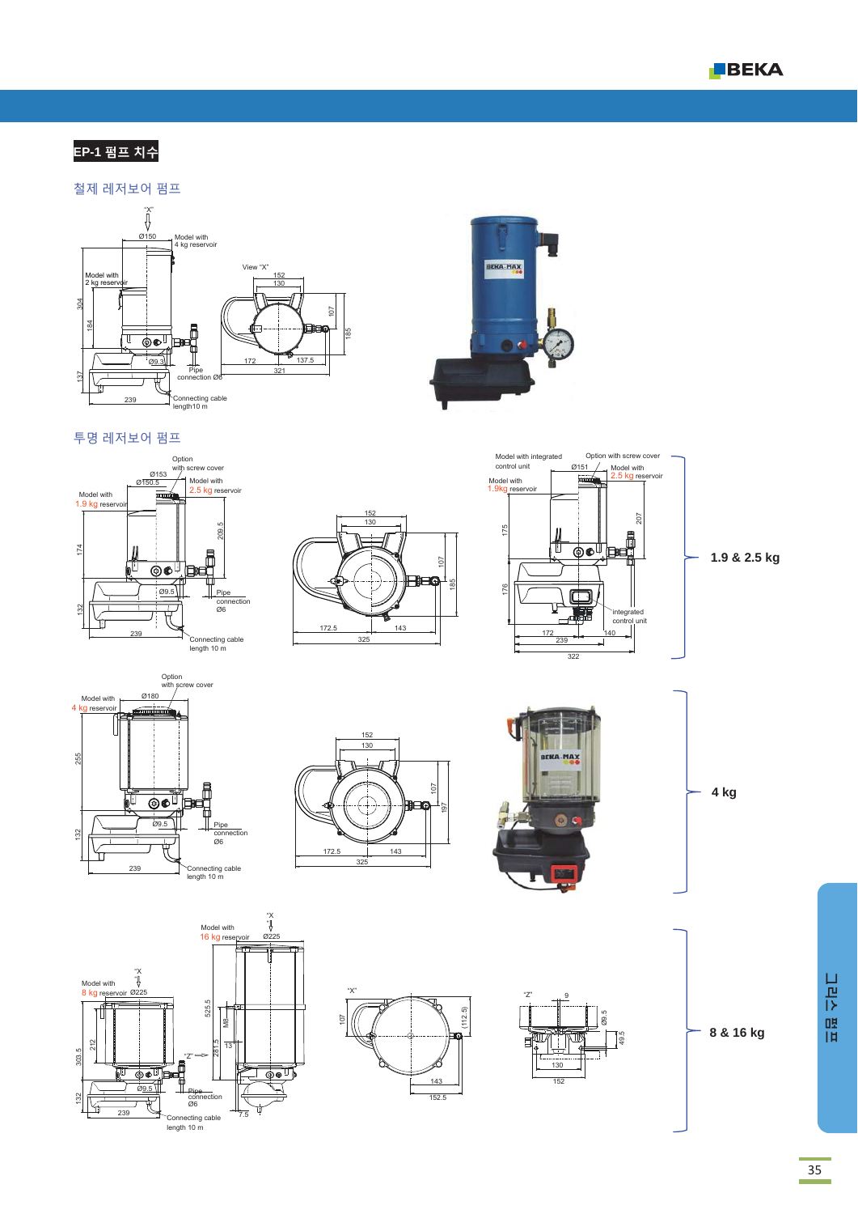## EP-1 펌프 치수

### 철제 레저보어 펌프

"X"

Ø150

Model with 4 kg reservoir

Model with 2 kg reservoir

304

184

137

Ø9.3

Pipe connection Ø8

239

Connecting cable length10 m

View "X"

152

130

107

185

172

137.5

321

### 투명 레저보어 펌프

Option with screw cover

Ø153

Ø150.5

Model with 2.5 kg reservoir

Model with 1.9 kg reservoir

209.5

174

132

Ø9.5

Pipe connection Ø6

239

Connecting cable length 10 m

152

130

107

185

172.5

143

325

Model with integrated control unit

Option with screw cover

Ø151

Model with 2.5 kg reservoir

Model with 1.9kg reservoir

175

207

176

integrated control unit

172

140

239

322

**1.9 & 2.5 kg**

Option with screw cover

Model with 4 kg reservoir

Ø180

255

132

Ø9.5

Pipe connection Ø6

239

Connecting cable length 10 m

152

130

107

197

172.5

143

325

**4 kg**

Model with 16 kg reservoir

"X"

Ø225

Model with 8 kg reservoir

"X"

Ø225

525.5

M8

303.5

212

"Z"

281.5

13

132

Ø9.5

Pipe connection Ø6

239

Connecting cable length 10 m

7.5

"X"

107

(112.5)

143

152.5

"Z"

9

Ø9.5

49.5

130

152

**8 & 16 kg**

그리스 펌프